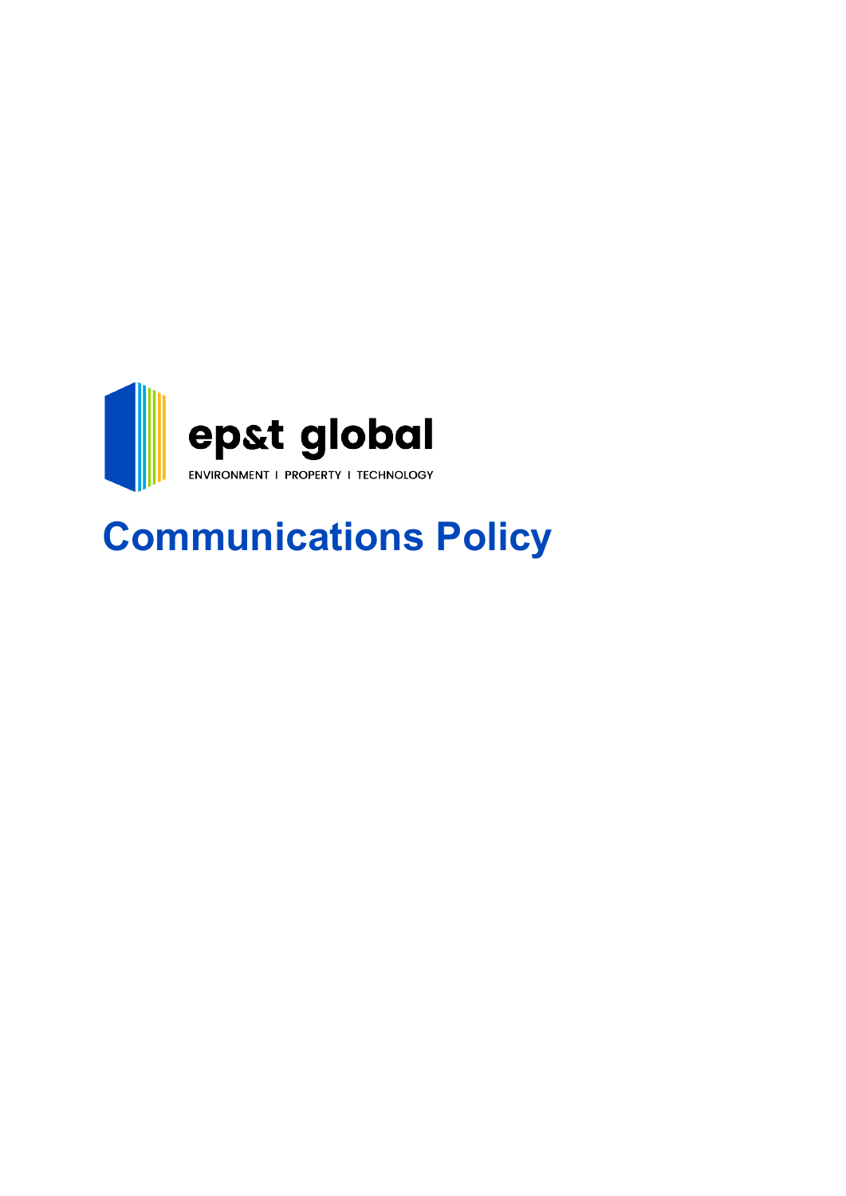ep&t global

ENVIRONMENT I PROPERTY I TECHNOLOGY

# Communications Policy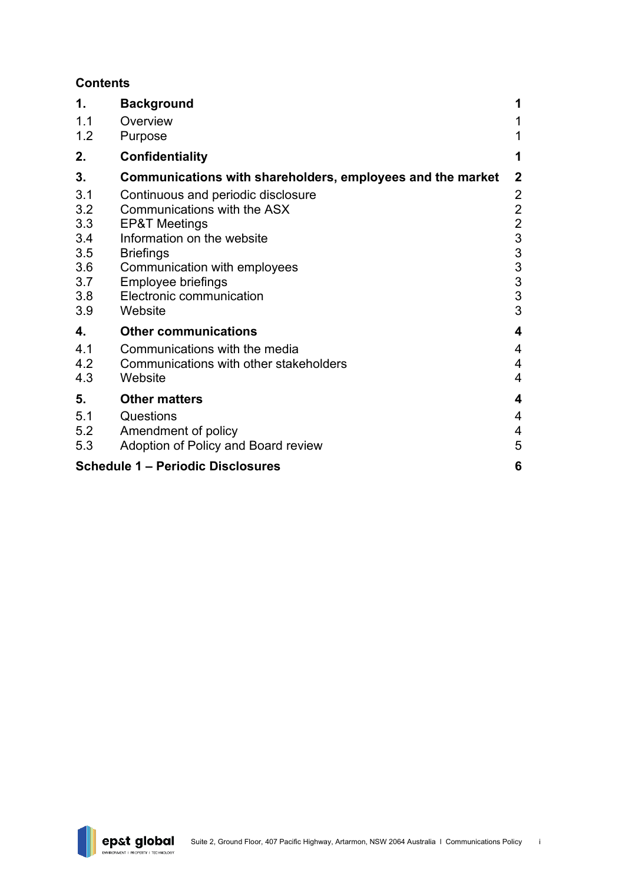## Contents

| | | |
|---|---|---|
| **1.** | **Background** | **1** |
| 1.1 | Overview | 1 |
| 1.2 | Purpose | 1 |
| **2.** | **Confidentiality** | **1** |
| **3.** | **Communications with shareholders, employees and the market** | **2** |
| 3.1 | Continuous and periodic disclosure | 2 |
| 3.2 | Communications with the ASX | 2 |
| 3.3 | EP&T Meetings | 2 |
| 3.4 | Information on the website | 3 |
| 3.5 | Briefings | 3 |
| 3.6 | Communication with employees | 3 |
| 3.7 | Employee briefings | 3 |
| 3.8 | Electronic communication | 3 |
| 3.9 | Website | 3 |
| **4.** | **Other communications** | **4** |
| 4.1 | Communications with the media | 4 |
| 4.2 | Communications with other stakeholders | 4 |
| 4.3 | Website | 4 |
| **5.** | **Other matters** | **4** |
| 5.1 | Questions | 4 |
| 5.2 | Amendment of policy | 4 |
| 5.3 | Adoption of Policy and Board review | 5 |
| **Schedule 1 – Periodic Disclosures** | | **6** |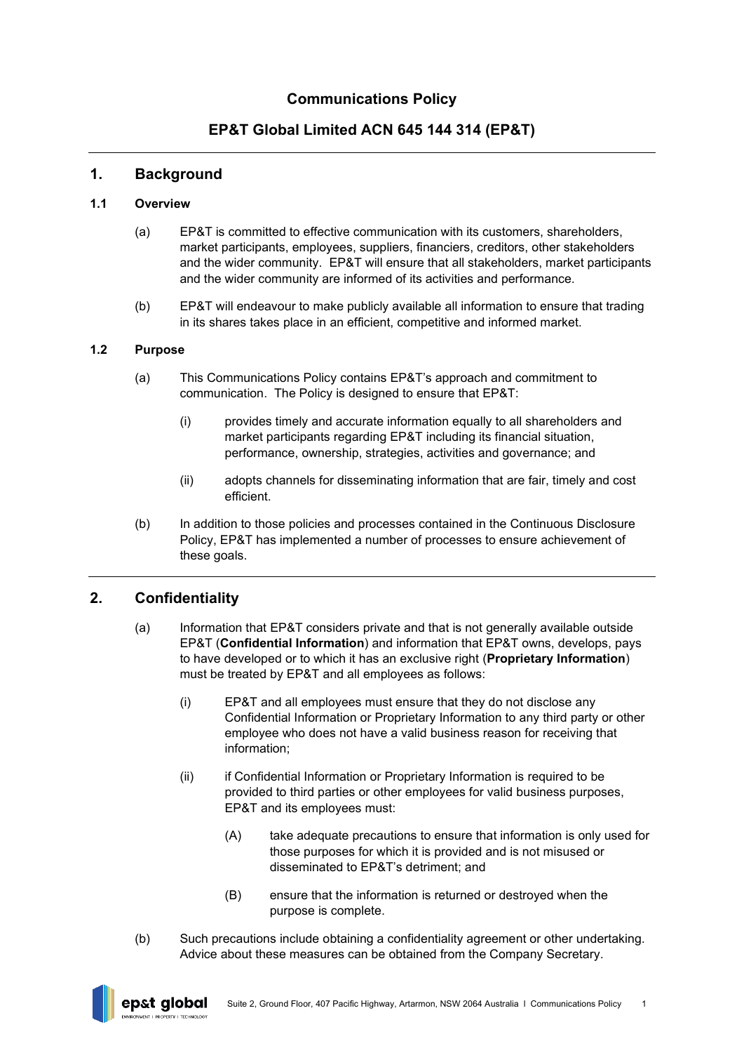## Communications Policy

## EP&T Global Limited ACN 645 144 314 (EP&T)

# 1. Background

### 1.1 Overview

(a) EP&T is committed to effective communication with its customers, shareholders, market participants, employees, suppliers, financiers, creditors, other stakeholders and the wider community. EP&T will ensure that all stakeholders, market participants and the wider community are informed of its activities and performance.

(b) EP&T will endeavour to make publicly available all information to ensure that trading in its shares takes place in an efficient, competitive and informed market.

### 1.2 Purpose

(a) This Communications Policy contains EP&T's approach and commitment to communication. The Policy is designed to ensure that EP&T:

(i) provides timely and accurate information equally to all shareholders and market participants regarding EP&T including its financial situation, performance, ownership, strategies, activities and governance; and

(ii) adopts channels for disseminating information that are fair, timely and cost efficient.

(b) In addition to those policies and processes contained in the Continuous Disclosure Policy, EP&T has implemented a number of processes to ensure achievement of these goals.

# 2. Confidentiality

(a) Information that EP&T considers private and that is not generally available outside EP&T (**Confidential Information**) and information that EP&T owns, develops, pays to have developed or to which it has an exclusive right (**Proprietary Information**) must be treated by EP&T and all employees as follows:

(i) EP&T and all employees must ensure that they do not disclose any Confidential Information or Proprietary Information to any third party or other employee who does not have a valid business reason for receiving that information;

(ii) if Confidential Information or Proprietary Information is required to be provided to third parties or other employees for valid business purposes, EP&T and its employees must:

(A) take adequate precautions to ensure that information is only used for those purposes for which it is provided and is not misused or disseminated to EP&T's detriment; and

(B) ensure that the information is returned or destroyed when the purpose is complete.

(b) Such precautions include obtaining a confidentiality agreement or other undertaking. Advice about these measures can be obtained from the Company Secretary.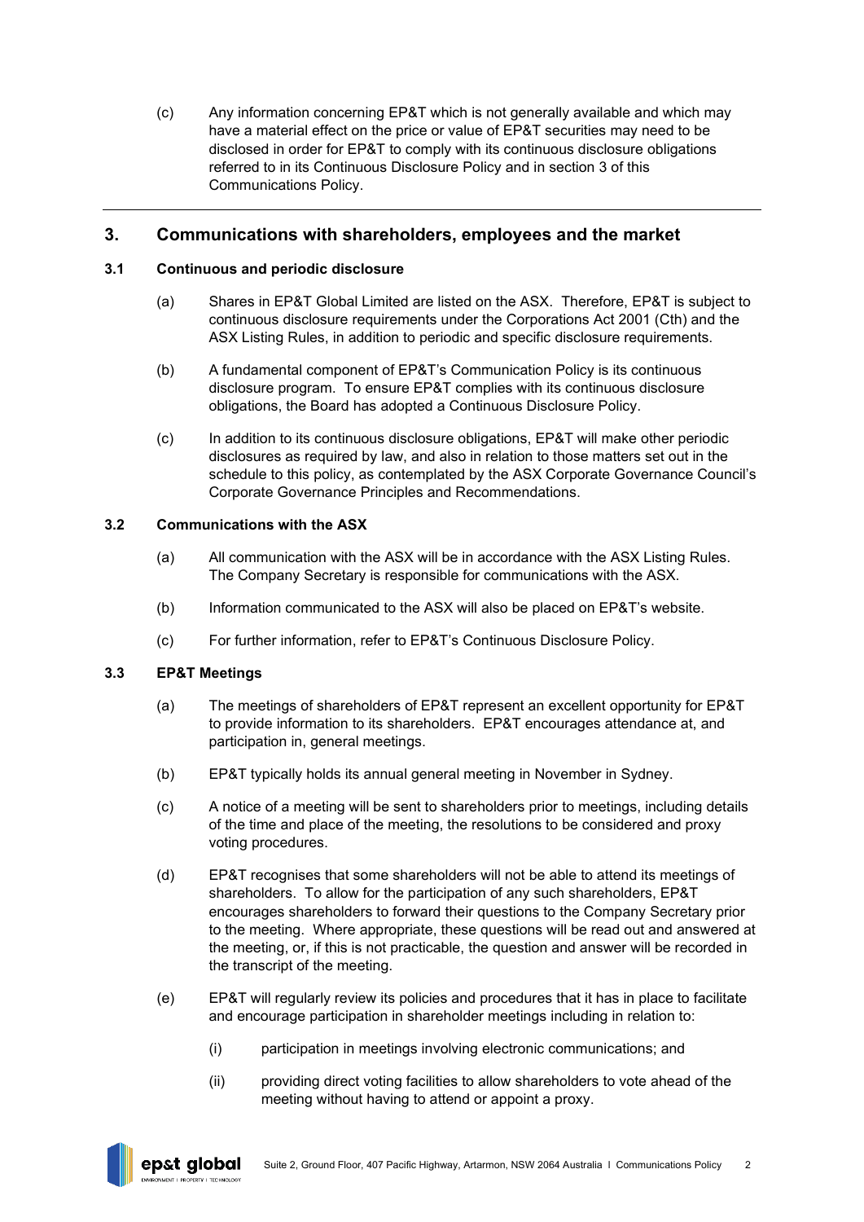(c) Any information concerning EP&T which is not generally available and which may have a material effect on the price or value of EP&T securities may need to be disclosed in order for EP&T to comply with its continuous disclosure obligations referred to in its Continuous Disclosure Policy and in section 3 of this Communications Policy.

---

## 3. Communications with shareholders, employees and the market

### 3.1 Continuous and periodic disclosure

(a) Shares in EP&T Global Limited are listed on the ASX. Therefore, EP&T is subject to continuous disclosure requirements under the Corporations Act 2001 (Cth) and the ASX Listing Rules, in addition to periodic and specific disclosure requirements.

(b) A fundamental component of EP&T's Communication Policy is its continuous disclosure program. To ensure EP&T complies with its continuous disclosure obligations, the Board has adopted a Continuous Disclosure Policy.

(c) In addition to its continuous disclosure obligations, EP&T will make other periodic disclosures as required by law, and also in relation to those matters set out in the schedule to this policy, as contemplated by the ASX Corporate Governance Council's Corporate Governance Principles and Recommendations.

### 3.2 Communications with the ASX

(a) All communication with the ASX will be in accordance with the ASX Listing Rules. The Company Secretary is responsible for communications with the ASX.

(b) Information communicated to the ASX will also be placed on EP&T's website.

(c) For further information, refer to EP&T's Continuous Disclosure Policy.

### 3.3 EP&T Meetings

(a) The meetings of shareholders of EP&T represent an excellent opportunity for EP&T to provide information to its shareholders. EP&T encourages attendance at, and participation in, general meetings.

(b) EP&T typically holds its annual general meeting in November in Sydney.

(c) A notice of a meeting will be sent to shareholders prior to meetings, including details of the time and place of the meeting, the resolutions to be considered and proxy voting procedures.

(d) EP&T recognises that some shareholders will not be able to attend its meetings of shareholders. To allow for the participation of any such shareholders, EP&T encourages shareholders to forward their questions to the Company Secretary prior to the meeting. Where appropriate, these questions will be read out and answered at the meeting, or, if this is not practicable, the question and answer will be recorded in the transcript of the meeting.

(e) EP&T will regularly review its policies and procedures that it has in place to facilitate and encourage participation in shareholder meetings including in relation to:

(i) participation in meetings involving electronic communications; and

(ii) providing direct voting facilities to allow shareholders to vote ahead of the meeting without having to attend or appoint a proxy.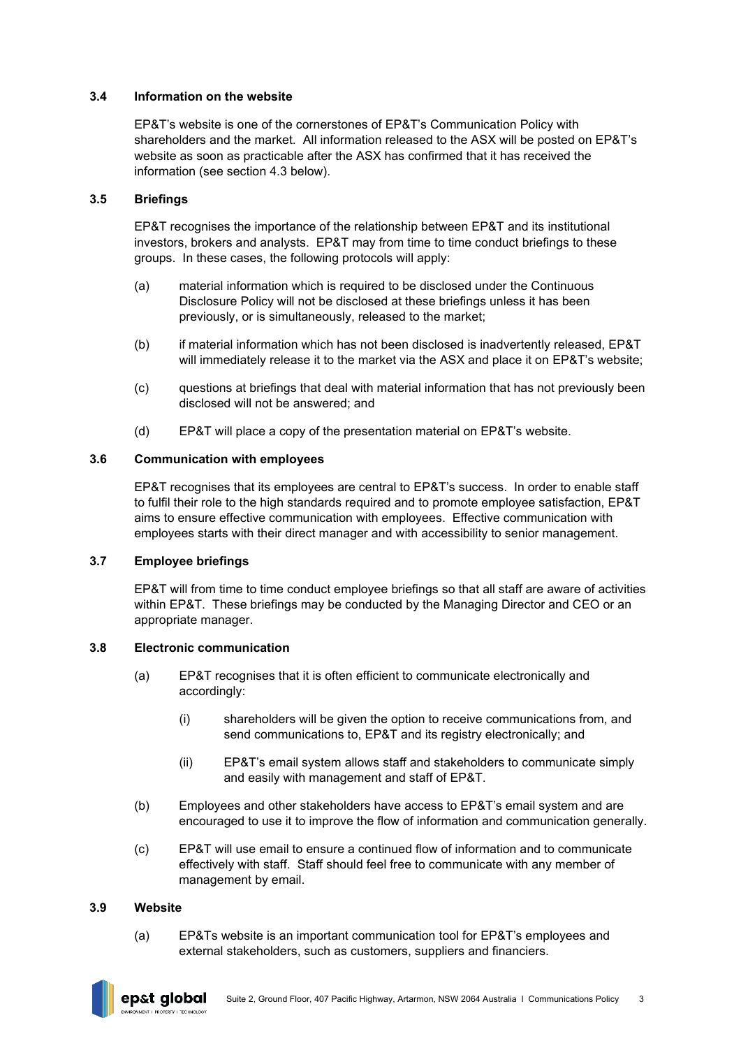### 3.4 Information on the website

EP&T's website is one of the cornerstones of EP&T's Communication Policy with shareholders and the market. All information released to the ASX will be posted on EP&T's website as soon as practicable after the ASX has confirmed that it has received the information (see section 4.3 below).

### 3.5 Briefings

EP&T recognises the importance of the relationship between EP&T and its institutional investors, brokers and analysts. EP&T may from time to time conduct briefings to these groups. In these cases, the following protocols will apply:

(a) material information which is required to be disclosed under the Continuous Disclosure Policy will not be disclosed at these briefings unless it has been previously, or is simultaneously, released to the market;

(b) if material information which has not been disclosed is inadvertently released, EP&T will immediately release it to the market via the ASX and place it on EP&T's website;

(c) questions at briefings that deal with material information that has not previously been disclosed will not be answered; and

(d) EP&T will place a copy of the presentation material on EP&T's website.

### 3.6 Communication with employees

EP&T recognises that its employees are central to EP&T's success. In order to enable staff to fulfil their role to the high standards required and to promote employee satisfaction, EP&T aims to ensure effective communication with employees. Effective communication with employees starts with their direct manager and with accessibility to senior management.

### 3.7 Employee briefings

EP&T will from time to time conduct employee briefings so that all staff are aware of activities within EP&T. These briefings may be conducted by the Managing Director and CEO or an appropriate manager.

### 3.8 Electronic communication

(a) EP&T recognises that it is often efficient to communicate electronically and accordingly:

(i) shareholders will be given the option to receive communications from, and send communications to, EP&T and its registry electronically; and

(ii) EP&T's email system allows staff and stakeholders to communicate simply and easily with management and staff of EP&T.

(b) Employees and other stakeholders have access to EP&T's email system and are encouraged to use it to improve the flow of information and communication generally.

(c) EP&T will use email to ensure a continued flow of information and to communicate effectively with staff. Staff should feel free to communicate with any member of management by email.

### 3.9 Website

(a) EP&Ts website is an important communication tool for EP&T's employees and external stakeholders, such as customers, suppliers and financiers.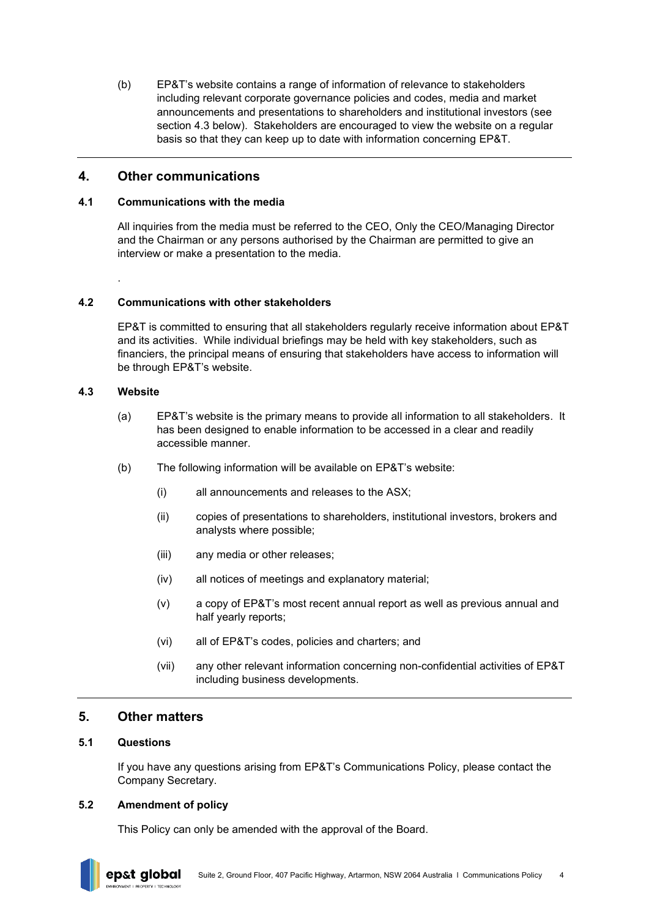(b) EP&T's website contains a range of information of relevance to stakeholders including relevant corporate governance policies and codes, media and market announcements and presentations to shareholders and institutional investors (see section 4.3 below). Stakeholders are encouraged to view the website on a regular basis so that they can keep up to date with information concerning EP&T.

## 4. Other communications

### 4.1 Communications with the media

All inquiries from the media must be referred to the CEO, Only the CEO/Managing Director and the Chairman or any persons authorised by the Chairman are permitted to give an interview or make a presentation to the media.

.

### 4.2 Communications with other stakeholders

EP&T is committed to ensuring that all stakeholders regularly receive information about EP&T and its activities. While individual briefings may be held with key stakeholders, such as financiers, the principal means of ensuring that stakeholders have access to information will be through EP&T's website.

### 4.3 Website

(a) EP&T's website is the primary means to provide all information to all stakeholders. It has been designed to enable information to be accessed in a clear and readily accessible manner.

(b) The following information will be available on EP&T's website:

- (i) all announcements and releases to the ASX;
- (ii) copies of presentations to shareholders, institutional investors, brokers and analysts where possible;
- (iii) any media or other releases;
- (iv) all notices of meetings and explanatory material;
- (v) a copy of EP&T's most recent annual report as well as previous annual and half yearly reports;
- (vi) all of EP&T's codes, policies and charters; and
- (vii) any other relevant information concerning non-confidential activities of EP&T including business developments.

## 5. Other matters

### 5.1 Questions

If you have any questions arising from EP&T's Communications Policy, please contact the Company Secretary.

### 5.2 Amendment of policy

This Policy can only be amended with the approval of the Board.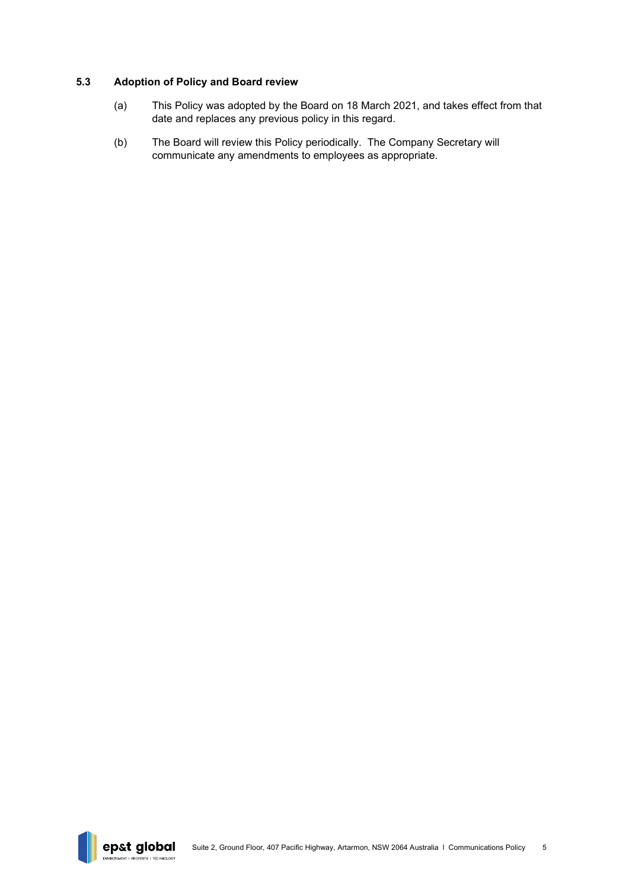### 5.3 Adoption of Policy and Board review

(a) This Policy was adopted by the Board on 18 March 2021, and takes effect from that date and replaces any previous policy in this regard.

(b) The Board will review this Policy periodically. The Company Secretary will communicate any amendments to employees as appropriate.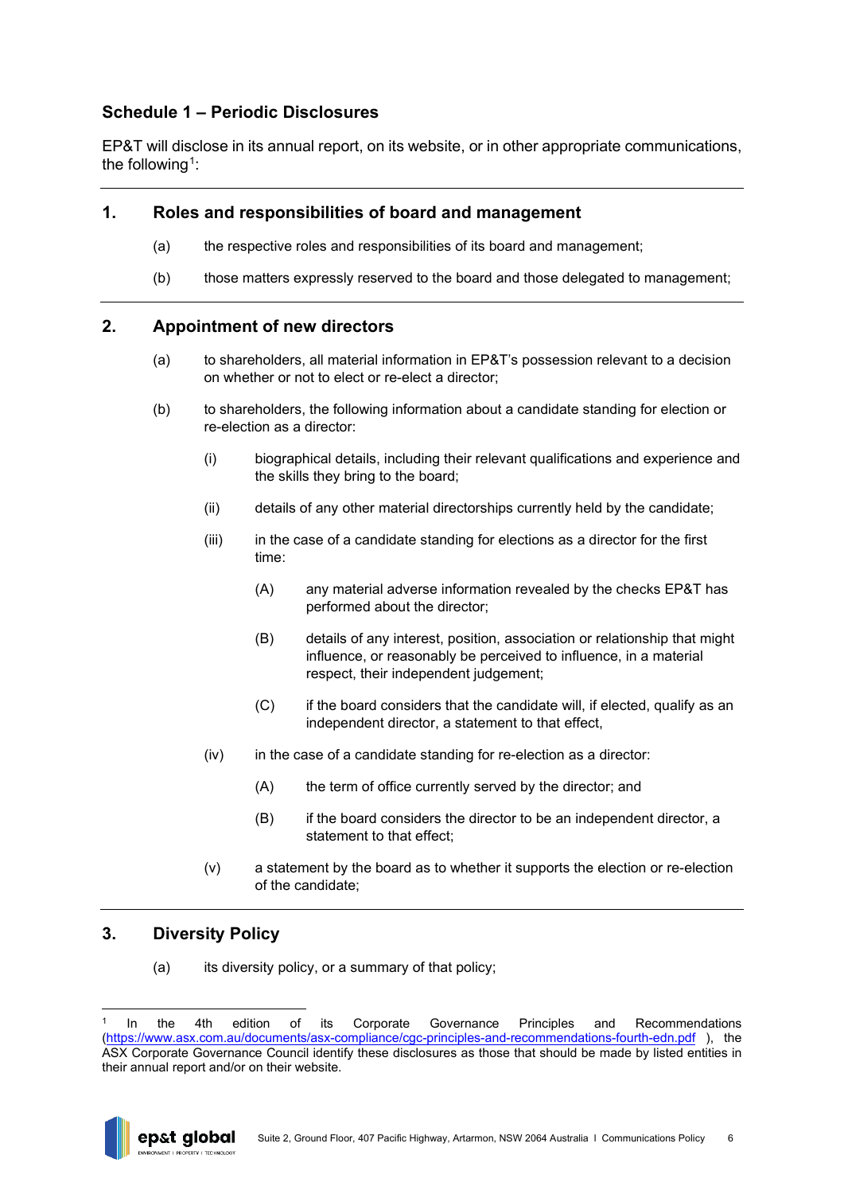## Schedule 1 – Periodic Disclosures

EP&T will disclose in its annual report, on its website, or in other appropriate communications, the following[1]:

### 1. Roles and responsibilities of board and management

(a) the respective roles and responsibilities of its board and management;

(b) those matters expressly reserved to the board and those delegated to management;

### 2. Appointment of new directors

(a) to shareholders, all material information in EP&T's possession relevant to a decision on whether or not to elect or re-elect a director;

(b) to shareholders, the following information about a candidate standing for election or re-election as a director:

- (i) biographical details, including their relevant qualifications and experience and the skills they bring to the board;
- (ii) details of any other material directorships currently held by the candidate;
- (iii) in the case of a candidate standing for elections as a director for the first time:
  - (A) any material adverse information revealed by the checks EP&T has performed about the director;
  - (B) details of any interest, position, association or relationship that might influence, or reasonably be perceived to influence, in a material respect, their independent judgement;
  - (C) if the board considers that the candidate will, if elected, qualify as an independent director, a statement to that effect,
- (iv) in the case of a candidate standing for re-election as a director:
  - (A) the term of office currently served by the director; and
  - (B) if the board considers the director to be an independent director, a statement to that effect;
- (v) a statement by the board as to whether it supports the election or re-election of the candidate;

### 3. Diversity Policy

(a) its diversity policy, or a summary of that policy;

---

[1] In the 4th edition of its Corporate Governance Principles and Recommendations (https://www.asx.com.au/documents/asx-compliance/cgc-principles-and-recommendations-fourth-edn.pdf ), the ASX Corporate Governance Council identify these disclosures as those that should be made by listed entities in their annual report and/or on their website.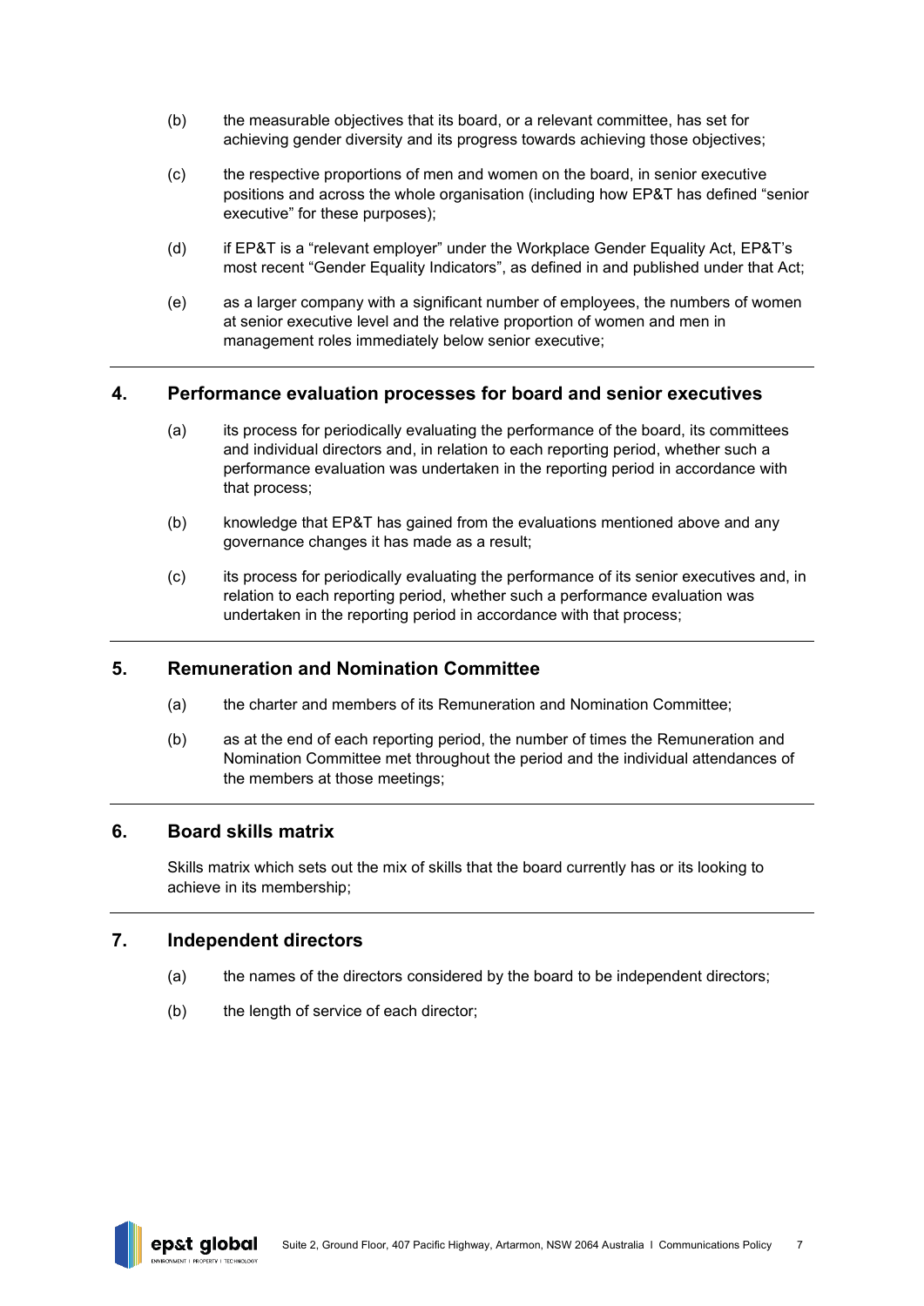(b) the measurable objectives that its board, or a relevant committee, has set for achieving gender diversity and its progress towards achieving those objectives;

(c) the respective proportions of men and women on the board, in senior executive positions and across the whole organisation (including how EP&T has defined "senior executive" for these purposes);

(d) if EP&T is a "relevant employer" under the Workplace Gender Equality Act, EP&T's most recent "Gender Equality Indicators", as defined in and published under that Act;

(e) as a larger company with a significant number of employees, the numbers of women at senior executive level and the relative proportion of women and men in management roles immediately below senior executive;

## 4. Performance evaluation processes for board and senior executives

(a) its process for periodically evaluating the performance of the board, its committees and individual directors and, in relation to each reporting period, whether such a performance evaluation was undertaken in the reporting period in accordance with that process;

(b) knowledge that EP&T has gained from the evaluations mentioned above and any governance changes it has made as a result;

(c) its process for periodically evaluating the performance of its senior executives and, in relation to each reporting period, whether such a performance evaluation was undertaken in the reporting period in accordance with that process;

## 5. Remuneration and Nomination Committee

(a) the charter and members of its Remuneration and Nomination Committee;

(b) as at the end of each reporting period, the number of times the Remuneration and Nomination Committee met throughout the period and the individual attendances of the members at those meetings;

## 6. Board skills matrix

Skills matrix which sets out the mix of skills that the board currently has or its looking to achieve in its membership;

## 7. Independent directors

(a) the names of the directors considered by the board to be independent directors;

(b) the length of service of each director;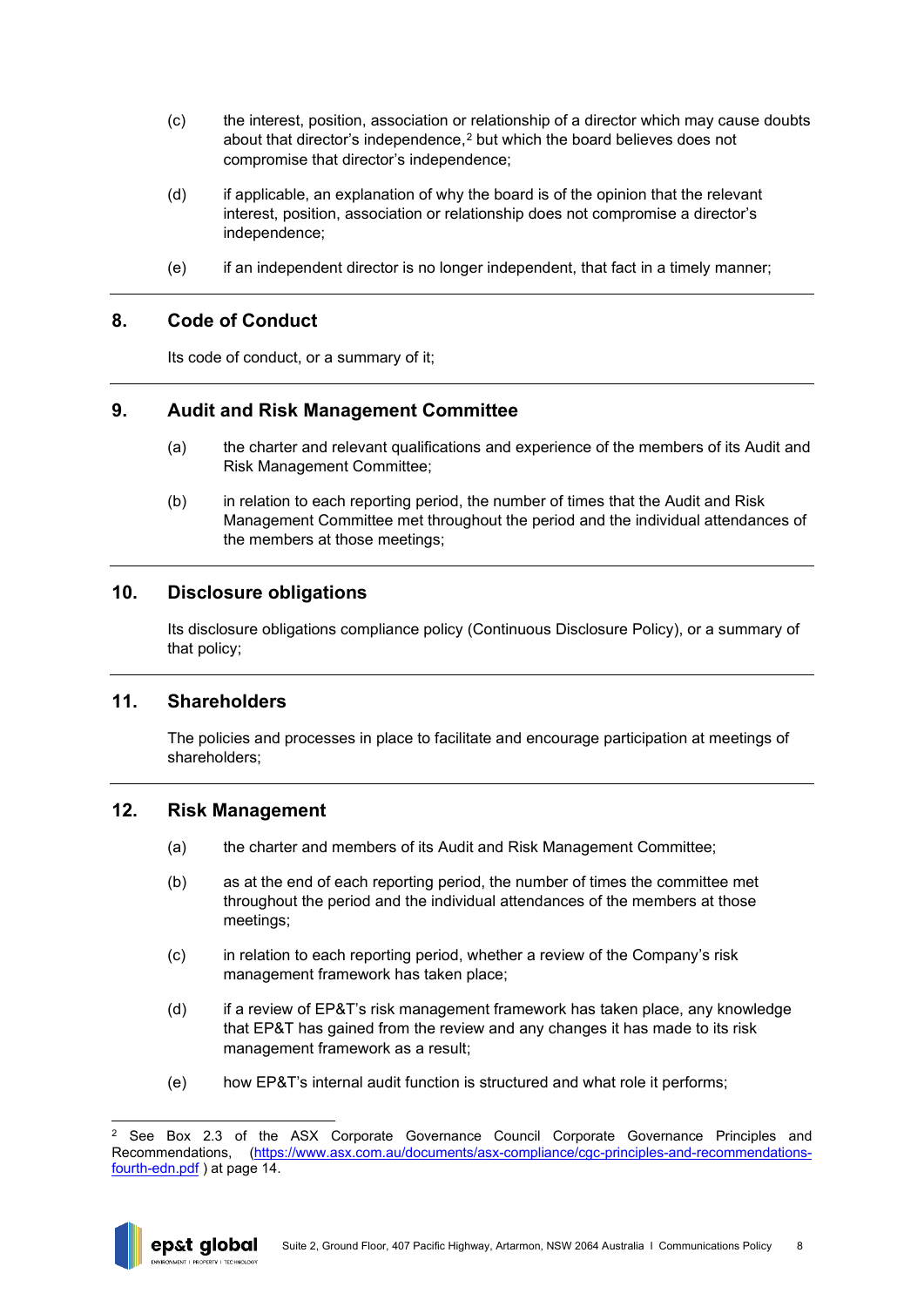(c) the interest, position, association or relationship of a director which may cause doubts about that director's independence,[2] but which the board believes does not compromise that director's independence;

(d) if applicable, an explanation of why the board is of the opinion that the relevant interest, position, association or relationship does not compromise a director's independence;

(e) if an independent director is no longer independent, that fact in a timely manner;

---

## 8. Code of Conduct

Its code of conduct, or a summary of it;

---

## 9. Audit and Risk Management Committee

(a) the charter and relevant qualifications and experience of the members of its Audit and Risk Management Committee;

(b) in relation to each reporting period, the number of times that the Audit and Risk Management Committee met throughout the period and the individual attendances of the members at those meetings;

---

## 10. Disclosure obligations

Its disclosure obligations compliance policy (Continuous Disclosure Policy), or a summary of that policy;

---

## 11. Shareholders

The policies and processes in place to facilitate and encourage participation at meetings of shareholders;

---

## 12. Risk Management

(a) the charter and members of its Audit and Risk Management Committee;

(b) as at the end of each reporting period, the number of times the committee met throughout the period and the individual attendances of the members at those meetings;

(c) in relation to each reporting period, whether a review of the Company's risk management framework has taken place;

(d) if a review of EP&T's risk management framework has taken place, any knowledge that EP&T has gained from the review and any changes it has made to its risk management framework as a result;

(e) how EP&T's internal audit function is structured and what role it performs;

---

[2] See Box 2.3 of the ASX Corporate Governance Council Corporate Governance Principles and Recommendations, (https://www.asx.com.au/documents/asx-compliance/cgc-principles-and-recommendations-fourth-edn.pdf ) at page 14.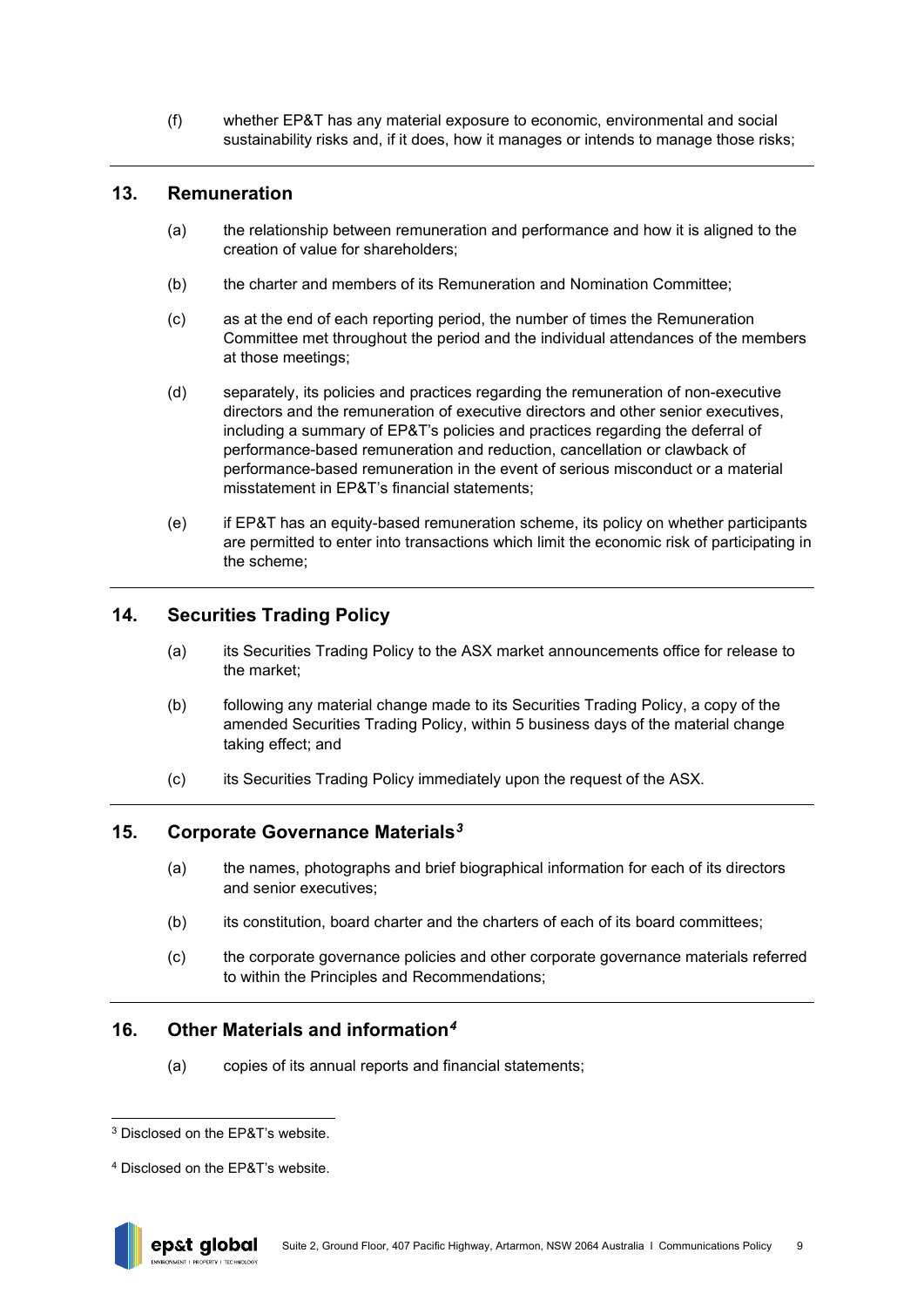(f) whether EP&T has any material exposure to economic, environmental and social sustainability risks and, if it does, how it manages or intends to manage those risks;

## 13. Remuneration

(a) the relationship between remuneration and performance and how it is aligned to the creation of value for shareholders;

(b) the charter and members of its Remuneration and Nomination Committee;

(c) as at the end of each reporting period, the number of times the Remuneration Committee met throughout the period and the individual attendances of the members at those meetings;

(d) separately, its policies and practices regarding the remuneration of non-executive directors and the remuneration of executive directors and other senior executives, including a summary of EP&T's policies and practices regarding the deferral of performance-based remuneration and reduction, cancellation or clawback of performance-based remuneration in the event of serious misconduct or a material misstatement in EP&T's financial statements;

(e) if EP&T has an equity-based remuneration scheme, its policy on whether participants are permitted to enter into transactions which limit the economic risk of participating in the scheme;

## 14. Securities Trading Policy

(a) its Securities Trading Policy to the ASX market announcements office for release to the market;

(b) following any material change made to its Securities Trading Policy, a copy of the amended Securities Trading Policy, within 5 business days of the material change taking effect; and

(c) its Securities Trading Policy immediately upon the request of the ASX.

## 15. Corporate Governance Materials[3]

(a) the names, photographs and brief biographical information for each of its directors and senior executives;

(b) its constitution, board charter and the charters of each of its board committees;

(c) the corporate governance policies and other corporate governance materials referred to within the Principles and Recommendations;

## 16. Other Materials and information[4]

(a) copies of its annual reports and financial statements;

---

[3] Disclosed on the EP&T's website.

[4] Disclosed on the EP&T's website.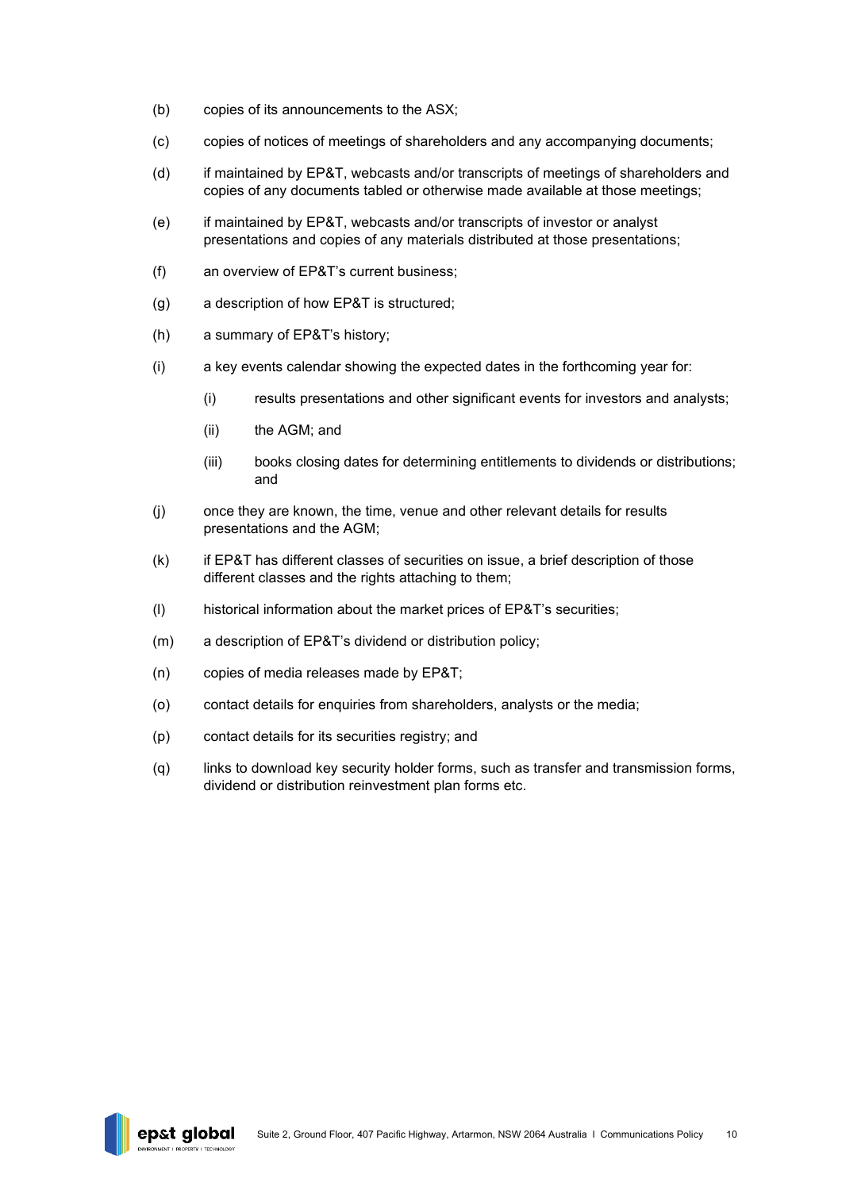(b) copies of its announcements to the ASX;

(c) copies of notices of meetings of shareholders and any accompanying documents;

(d) if maintained by EP&T, webcasts and/or transcripts of meetings of shareholders and copies of any documents tabled or otherwise made available at those meetings;

(e) if maintained by EP&T, webcasts and/or transcripts of investor or analyst presentations and copies of any materials distributed at those presentations;

(f) an overview of EP&T's current business;

(g) a description of how EP&T is structured;

(h) a summary of EP&T's history;

(i) a key events calendar showing the expected dates in the forthcoming year for:

  (i) results presentations and other significant events for investors and analysts;

  (ii) the AGM; and

  (iii) books closing dates for determining entitlements to dividends or distributions; and

(j) once they are known, the time, venue and other relevant details for results presentations and the AGM;

(k) if EP&T has different classes of securities on issue, a brief description of those different classes and the rights attaching to them;

(l) historical information about the market prices of EP&T's securities;

(m) a description of EP&T's dividend or distribution policy;

(n) copies of media releases made by EP&T;

(o) contact details for enquiries from shareholders, analysts or the media;

(p) contact details for its securities registry; and

(q) links to download key security holder forms, such as transfer and transmission forms, dividend or distribution reinvestment plan forms etc.